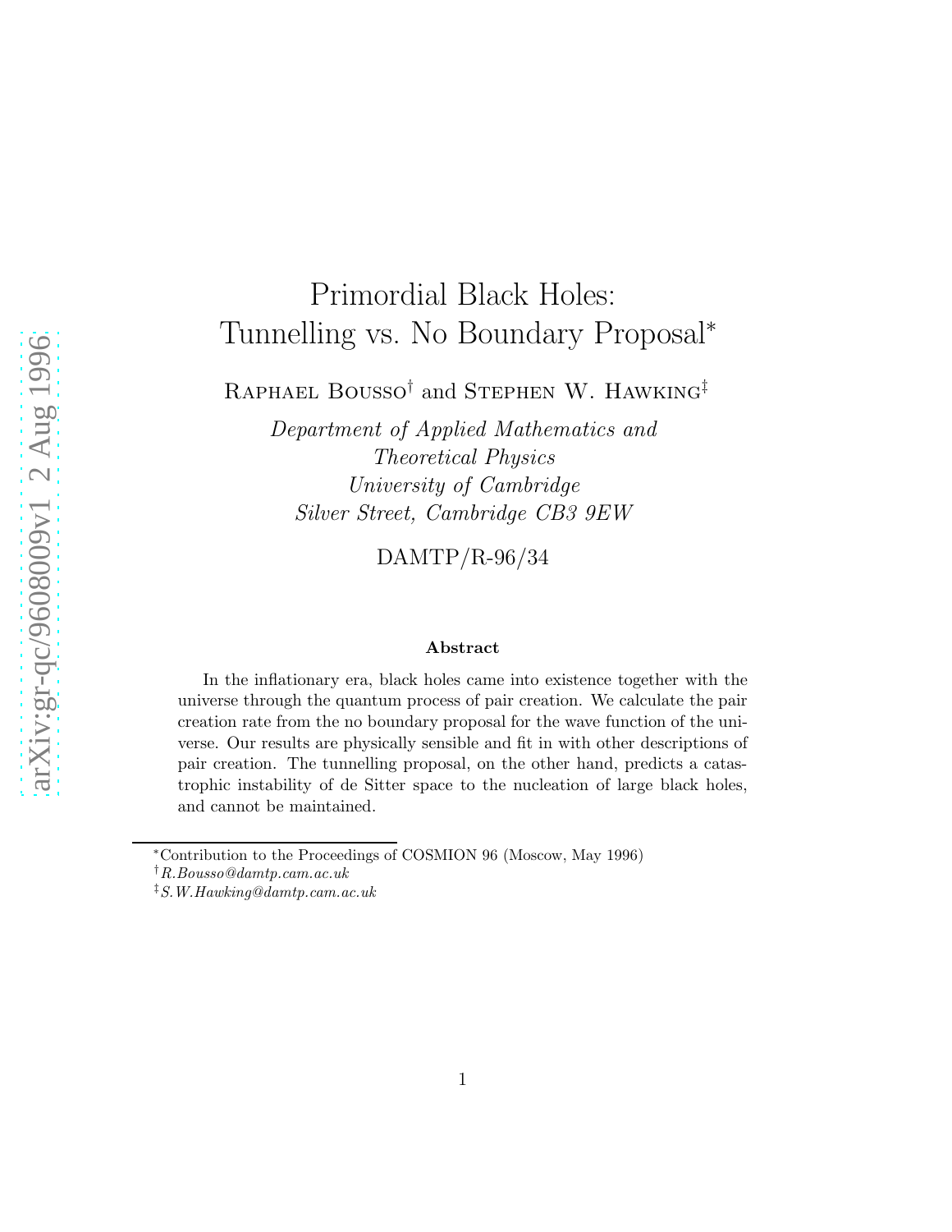# Primordial Black Holes: Tunnelling vs. No Boundary Proposal*

Raphael Bousso† and Stephen W. Hawking‡

*Department of Applied Mathematics and Theoretical Physics*
*University of Cambridge*
*Silver Street, Cambridge CB3 9EW*

DAMTP/R-96/34

### Abstract

In the inflationary era, black holes came into existence together with the universe through the quantum process of pair creation. We calculate the pair creation rate from the no boundary proposal for the wave function of the universe. Our results are physically sensible and fit in with other descriptions of pair creation. The tunnelling proposal, on the other hand, predicts a catastrophic instability of de Sitter space to the nucleation of large black holes, and cannot be maintained.

---

*Contribution to the Proceedings of COSMION 96 (Moscow, May 1996)

†*R.Bousso@damtp.cam.ac.uk*

‡*S.W.Hawking@damtp.cam.ac.uk*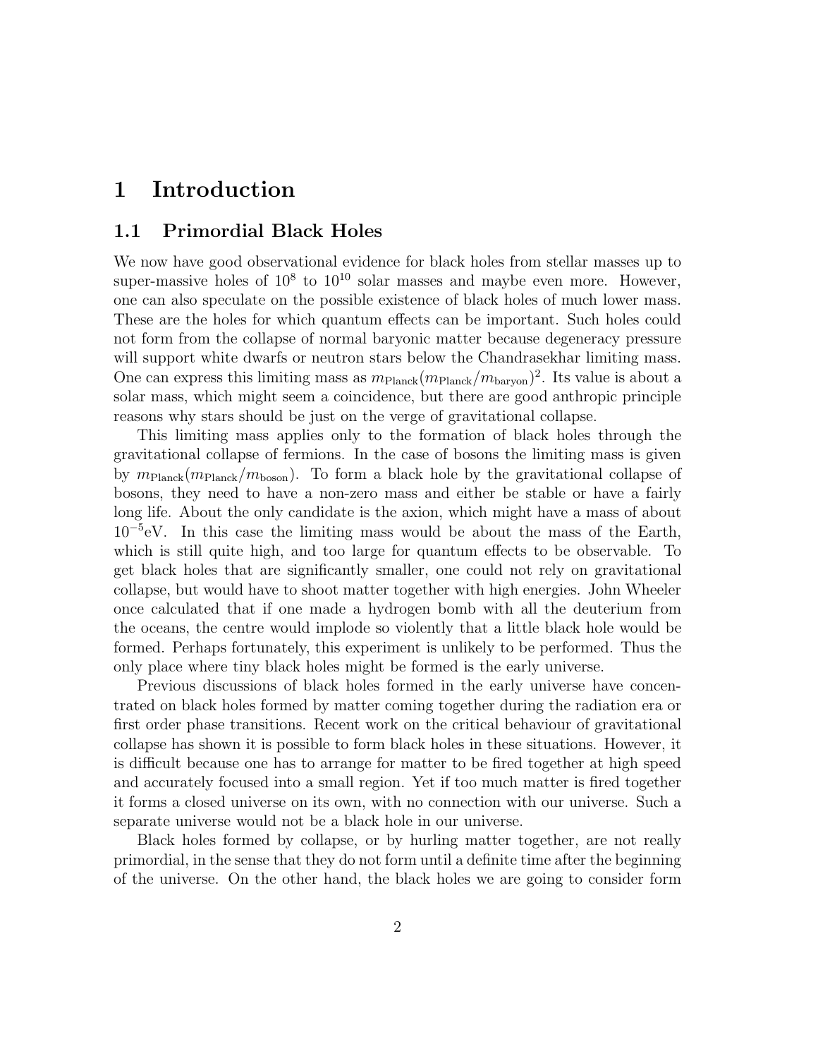# 1 Introduction

## 1.1 Primordial Black Holes

We now have good observational evidence for black holes from stellar masses up to super-massive holes of $10^8$ to $10^{10}$ solar masses and maybe even more. However, one can also speculate on the possible existence of black holes of much lower mass. These are the holes for which quantum effects can be important. Such holes could not form from the collapse of normal baryonic matter because degeneracy pressure will support white dwarfs or neutron stars below the Chandrasekhar limiting mass. One can express this limiting mass as $m_{\rm Planck}(m_{\rm Planck}/m_{\rm baryon})^2$. Its value is about a solar mass, which might seem a coincidence, but there are good anthropic principle reasons why stars should be just on the verge of gravitational collapse.

This limiting mass applies only to the formation of black holes through the gravitational collapse of fermions. In the case of bosons the limiting mass is given by $m_{\rm Planck}(m_{\rm Planck}/m_{\rm boson})$. To form a black hole by the gravitational collapse of bosons, they need to have a non-zero mass and either be stable or have a fairly long life. About the only candidate is the axion, which might have a mass of about $10^{-5}$eV. In this case the limiting mass would be about the mass of the Earth, which is still quite high, and too large for quantum effects to be observable. To get black holes that are significantly smaller, one could not rely on gravitational collapse, but would have to shoot matter together with high energies. John Wheeler once calculated that if one made a hydrogen bomb with all the deuterium from the oceans, the centre would implode so violently that a little black hole would be formed. Perhaps fortunately, this experiment is unlikely to be performed. Thus the only place where tiny black holes might be formed is the early universe.

Previous discussions of black holes formed in the early universe have concentrated on black holes formed by matter coming together during the radiation era or first order phase transitions. Recent work on the critical behaviour of gravitational collapse has shown it is possible to form black holes in these situations. However, it is difficult because one has to arrange for matter to be fired together at high speed and accurately focused into a small region. Yet if too much matter is fired together it forms a closed universe on its own, with no connection with our universe. Such a separate universe would not be a black hole in our universe.

Black holes formed by collapse, or by hurling matter together, are not really primordial, in the sense that they do not form until a definite time after the beginning of the universe. On the other hand, the black holes we are going to consider form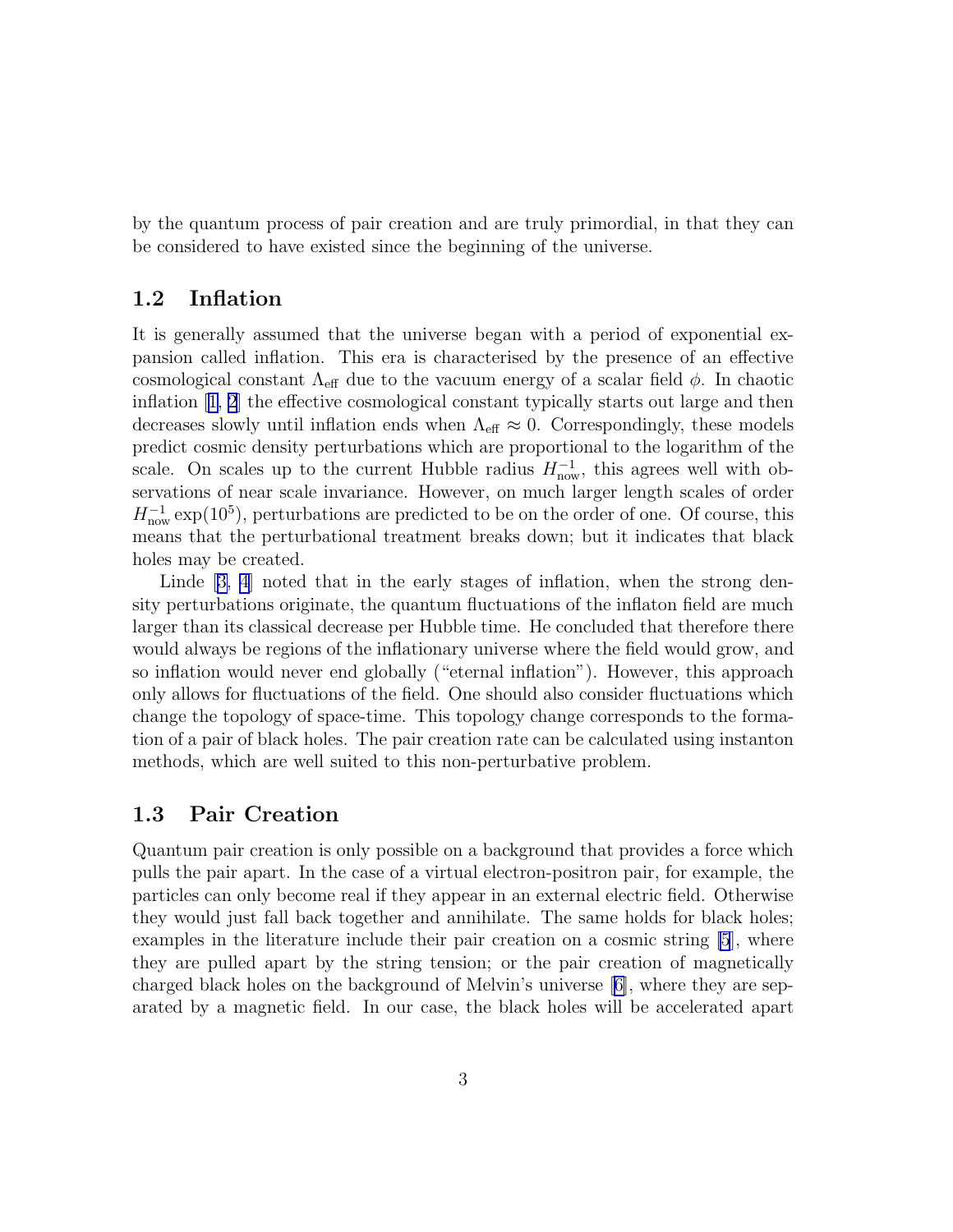by the quantum process of pair creation and are truly primordial, in that they can be considered to have existed since the beginning of the universe.

### 1.2 Inflation

It is generally assumed that the universe began with a period of exponential expansion called inflation. This era is characterised by the presence of an effective cosmological constant $\Lambda_{\text{eff}}$ due to the vacuum energy of a scalar field $\phi$. In chaotic inflation [1, 2] the effective cosmological constant typically starts out large and then decreases slowly until inflation ends when $\Lambda_{\text{eff}} \approx 0$. Correspondingly, these models predict cosmic density perturbations which are proportional to the logarithm of the scale. On scales up to the current Hubble radius $H_{\text{now}}^{-1}$, this agrees well with observations of near scale invariance. However, on much larger length scales of order $H_{\text{now}}^{-1} \exp(10^5)$, perturbations are predicted to be on the order of one. Of course, this means that the perturbational treatment breaks down; but it indicates that black holes may be created.

Linde [3, 4] noted that in the early stages of inflation, when the strong density perturbations originate, the quantum fluctuations of the inflaton field are much larger than its classical decrease per Hubble time. He concluded that therefore there would always be regions of the inflationary universe where the field would grow, and so inflation would never end globally ("eternal inflation"). However, this approach only allows for fluctuations of the field. One should also consider fluctuations which change the topology of space-time. This topology change corresponds to the formation of a pair of black holes. The pair creation rate can be calculated using instanton methods, which are well suited to this non-perturbative problem.

### 1.3 Pair Creation

Quantum pair creation is only possible on a background that provides a force which pulls the pair apart. In the case of a virtual electron-positron pair, for example, the particles can only become real if they appear in an external electric field. Otherwise they would just fall back together and annihilate. The same holds for black holes; examples in the literature include their pair creation on a cosmic string [5], where they are pulled apart by the string tension; or the pair creation of magnetically charged black holes on the background of Melvin's universe [6], where they are separated by a magnetic field. In our case, the black holes will be accelerated apart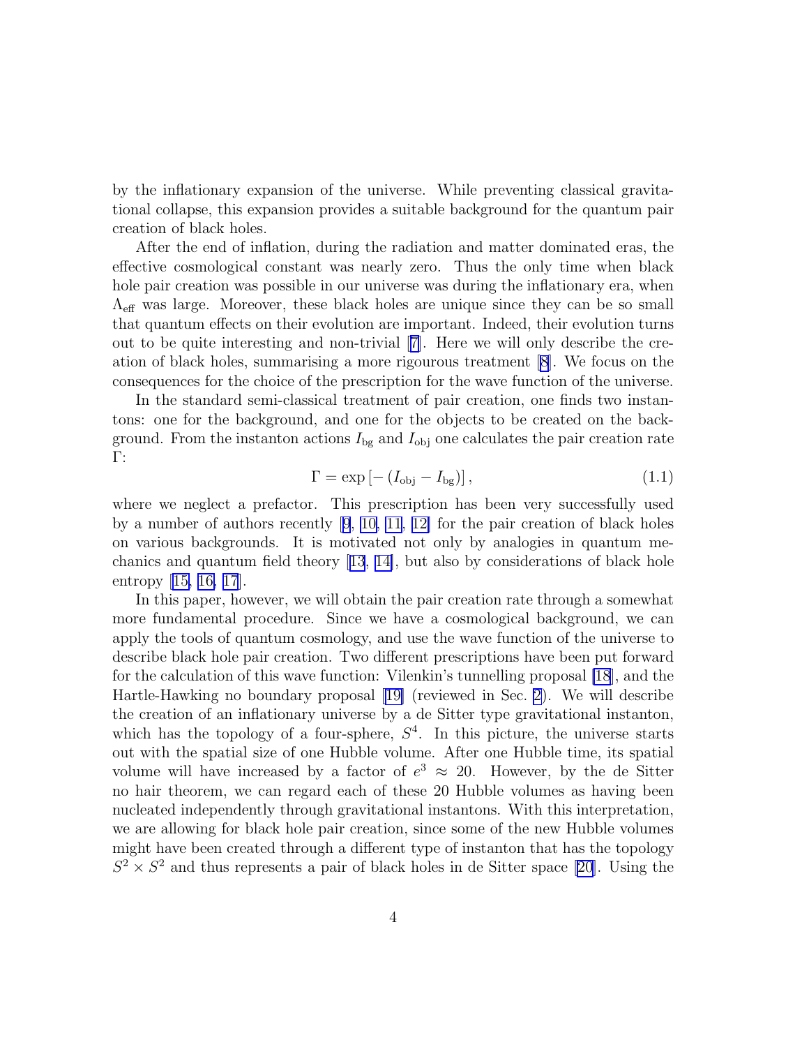by the inflationary expansion of the universe. While preventing classical gravitational collapse, this expansion provides a suitable background for the quantum pair creation of black holes.

After the end of inflation, during the radiation and matter dominated eras, the effective cosmological constant was nearly zero. Thus the only time when black hole pair creation was possible in our universe was during the inflationary era, when $\Lambda_{\text{eff}}$ was large. Moreover, these black holes are unique since they can be so small that quantum effects on their evolution are important. Indeed, their evolution turns out to be quite interesting and non-trivial [7]. Here we will only describe the creation of black holes, summarising a more rigourous treatment [8]. We focus on the consequences for the choice of the prescription for the wave function of the universe.

In the standard semi-classical treatment of pair creation, one finds two instantons: one for the background, and one for the objects to be created on the background. From the instanton actions $I_{\text{bg}}$ and $I_{\text{obj}}$ one calculates the pair creation rate $\Gamma$:

$$\Gamma = \exp\left[-\left(I_{\text{obj}} - I_{\text{bg}}\right)\right], \tag{1.1}$$

where we neglect a prefactor. This prescription has been very successfully used by a number of authors recently [9, 10, 11, 12] for the pair creation of black holes on various backgrounds. It is motivated not only by analogies in quantum mechanics and quantum field theory [13, 14], but also by considerations of black hole entropy [15, 16, 17].

In this paper, however, we will obtain the pair creation rate through a somewhat more fundamental procedure. Since we have a cosmological background, we can apply the tools of quantum cosmology, and use the wave function of the universe to describe black hole pair creation. Two different prescriptions have been put forward for the calculation of this wave function: Vilenkin's tunnelling proposal [18], and the Hartle-Hawking no boundary proposal [19] (reviewed in Sec. 2). We will describe the creation of an inflationary universe by a de Sitter type gravitational instanton, which has the topology of a four-sphere, $S^4$. In this picture, the universe starts out with the spatial size of one Hubble volume. After one Hubble time, its spatial volume will have increased by a factor of $e^3 \approx 20$. However, by the de Sitter no hair theorem, we can regard each of these 20 Hubble volumes as having been nucleated independently through gravitational instantons. With this interpretation, we are allowing for black hole pair creation, since some of the new Hubble volumes might have been created through a different type of instanton that has the topology $S^2 \times S^2$ and thus represents a pair of black holes in de Sitter space [20]. Using the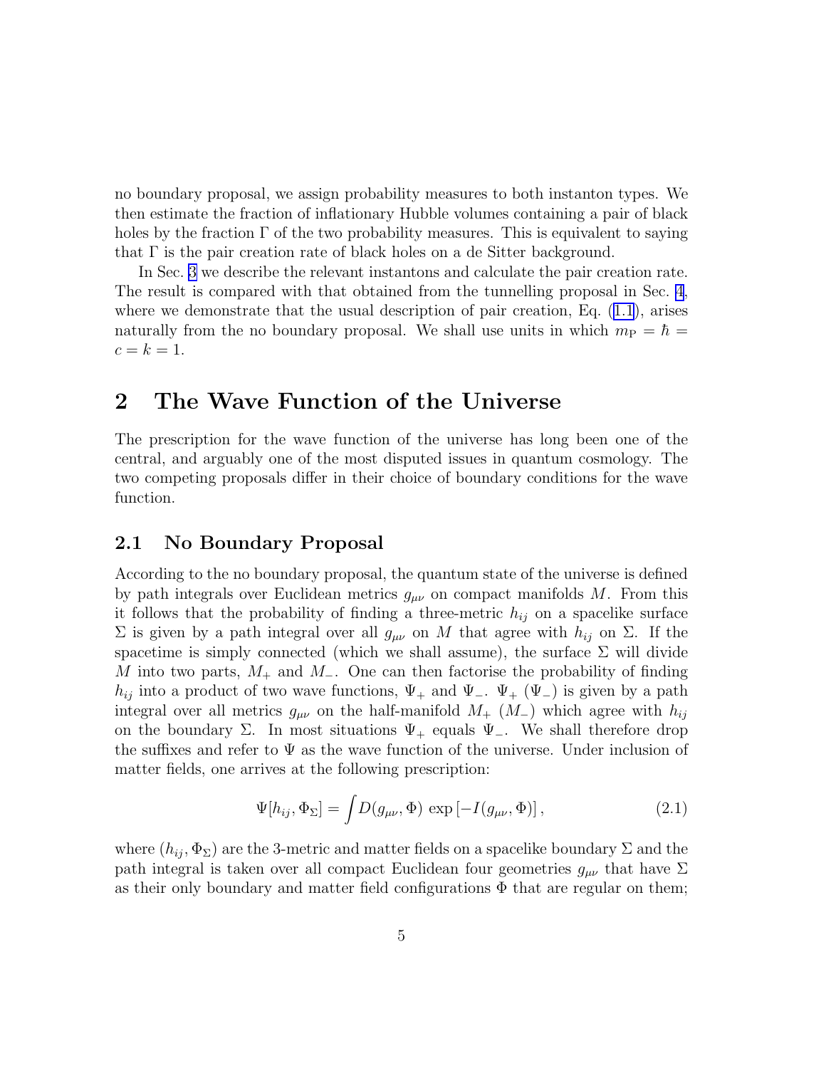no boundary proposal, we assign probability measures to both instanton types. We then estimate the fraction of inflationary Hubble volumes containing a pair of black holes by the fraction $\Gamma$ of the two probability measures. This is equivalent to saying that $\Gamma$ is the pair creation rate of black holes on a de Sitter background.

In Sec. 3 we describe the relevant instantons and calculate the pair creation rate. The result is compared with that obtained from the tunnelling proposal in Sec. 4, where we demonstrate that the usual description of pair creation, Eq. (1.1), arises naturally from the no boundary proposal. We shall use units in which $m_{\rm P} = \hbar = c = k = 1$.

## 2 The Wave Function of the Universe

The prescription for the wave function of the universe has long been one of the central, and arguably one of the most disputed issues in quantum cosmology. The two competing proposals differ in their choice of boundary conditions for the wave function.

### 2.1 No Boundary Proposal

According to the no boundary proposal, the quantum state of the universe is defined by path integrals over Euclidean metrics $g_{\mu\nu}$ on compact manifolds $M$. From this it follows that the probability of finding a three-metric $h_{ij}$ on a spacelike surface $\Sigma$ is given by a path integral over all $g_{\mu\nu}$ on $M$ that agree with $h_{ij}$ on $\Sigma$. If the spacetime is simply connected (which we shall assume), the surface $\Sigma$ will divide $M$ into two parts, $M_+$ and $M_-$. One can then factorise the probability of finding $h_{ij}$ into a product of two wave functions, $\Psi_+$ and $\Psi_-$. $\Psi_+$ ($\Psi_-$) is given by a path integral over all metrics $g_{\mu\nu}$ on the half-manifold $M_+$ ($M_-$) which agree with $h_{ij}$ on the boundary $\Sigma$. In most situations $\Psi_+$ equals $\Psi_-$. We shall therefore drop the suffixes and refer to $\Psi$ as the wave function of the universe. Under inclusion of matter fields, one arrives at the following prescription:

$$\Psi[h_{ij}, \Phi_\Sigma] = \int D(g_{\mu\nu}, \Phi) \, \exp\left[-I(g_{\mu\nu}, \Phi)\right], \tag{2.1}$$

where $(h_{ij}, \Phi_\Sigma)$ are the 3-metric and matter fields on a spacelike boundary $\Sigma$ and the path integral is taken over all compact Euclidean four geometries $g_{\mu\nu}$ that have $\Sigma$ as their only boundary and matter field configurations $\Phi$ that are regular on them;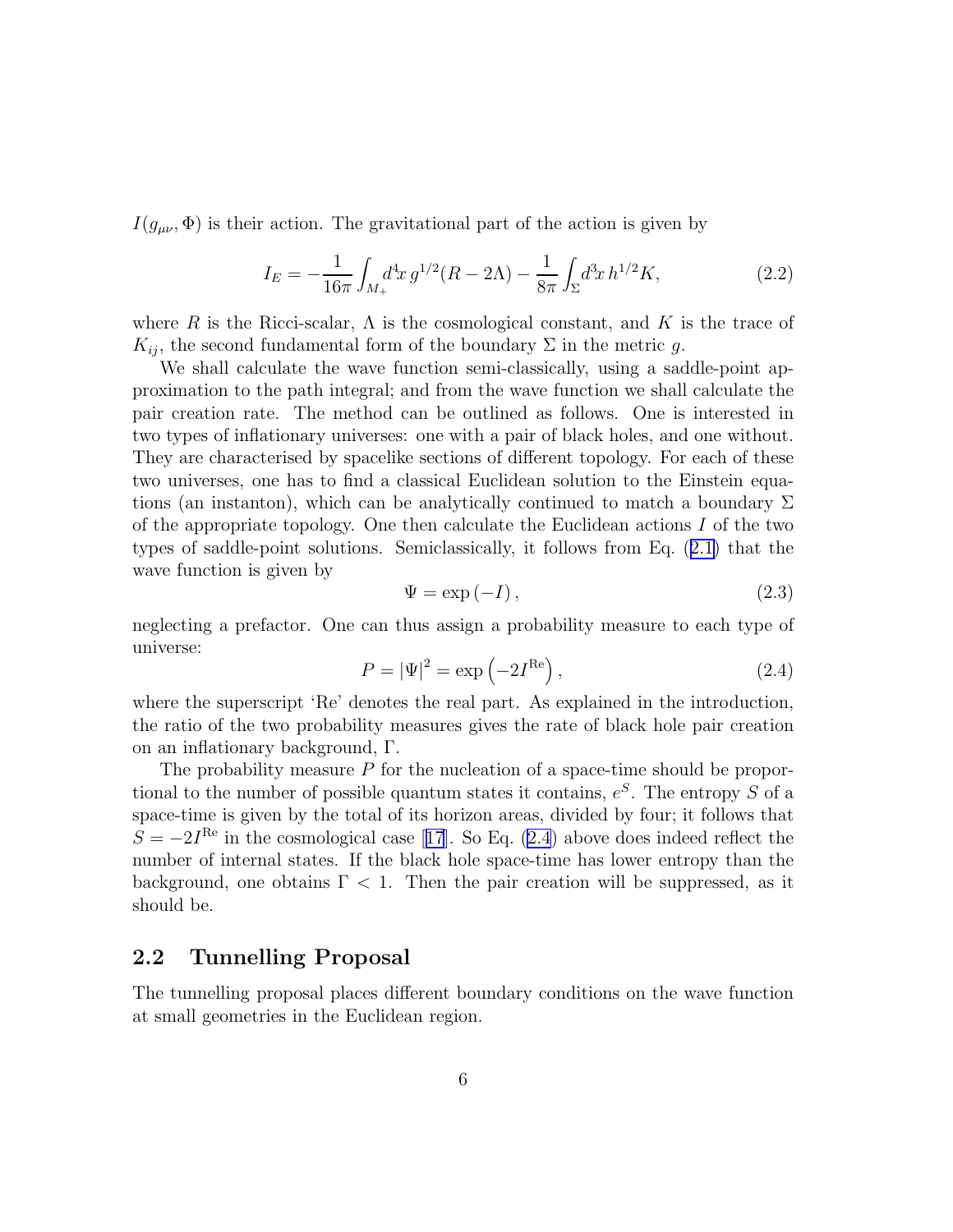$I(g_{\mu\nu}, \Phi)$ is their action. The gravitational part of the action is given by

$$I_E = -\frac{1}{16\pi} \int_{M_+} d^4x\, g^{1/2}(R - 2\Lambda) - \frac{1}{8\pi} \int_{\Sigma} d^3x\, h^{1/2} K, \tag{2.2}$$

where $R$ is the Ricci-scalar, $\Lambda$ is the cosmological constant, and $K$ is the trace of $K_{ij}$, the second fundamental form of the boundary $\Sigma$ in the metric $g$.

We shall calculate the wave function semi-classically, using a saddle-point approximation to the path integral; and from the wave function we shall calculate the pair creation rate. The method can be outlined as follows. One is interested in two types of inflationary universes: one with a pair of black holes, and one without. They are characterised by spacelike sections of different topology. For each of these two universes, one has to find a classical Euclidean solution to the Einstein equations (an instanton), which can be analytically continued to match a boundary $\Sigma$ of the appropriate topology. One then calculate the Euclidean actions $I$ of the two types of saddle-point solutions. Semiclassically, it follows from Eq. (2.1) that the wave function is given by

$$\Psi = \exp\left(-I\right), \tag{2.3}$$

neglecting a prefactor. One can thus assign a probability measure to each type of universe:

$$P = |\Psi|^2 = \exp\left(-2I^{\text{Re}}\right), \tag{2.4}$$

where the superscript 'Re' denotes the real part. As explained in the introduction, the ratio of the two probability measures gives the rate of black hole pair creation on an inflationary background, $\Gamma$.

The probability measure $P$ for the nucleation of a space-time should be proportional to the number of possible quantum states it contains, $e^S$. The entropy $S$ of a space-time is given by the total of its horizon areas, divided by four; it follows that $S = -2I^{\text{Re}}$ in the cosmological case [17]. So Eq. (2.4) above does indeed reflect the number of internal states. If the black hole space-time has lower entropy than the background, one obtains $\Gamma < 1$. Then the pair creation will be suppressed, as it should be.

## 2.2 Tunnelling Proposal

The tunnelling proposal places different boundary conditions on the wave function at small geometries in the Euclidean region.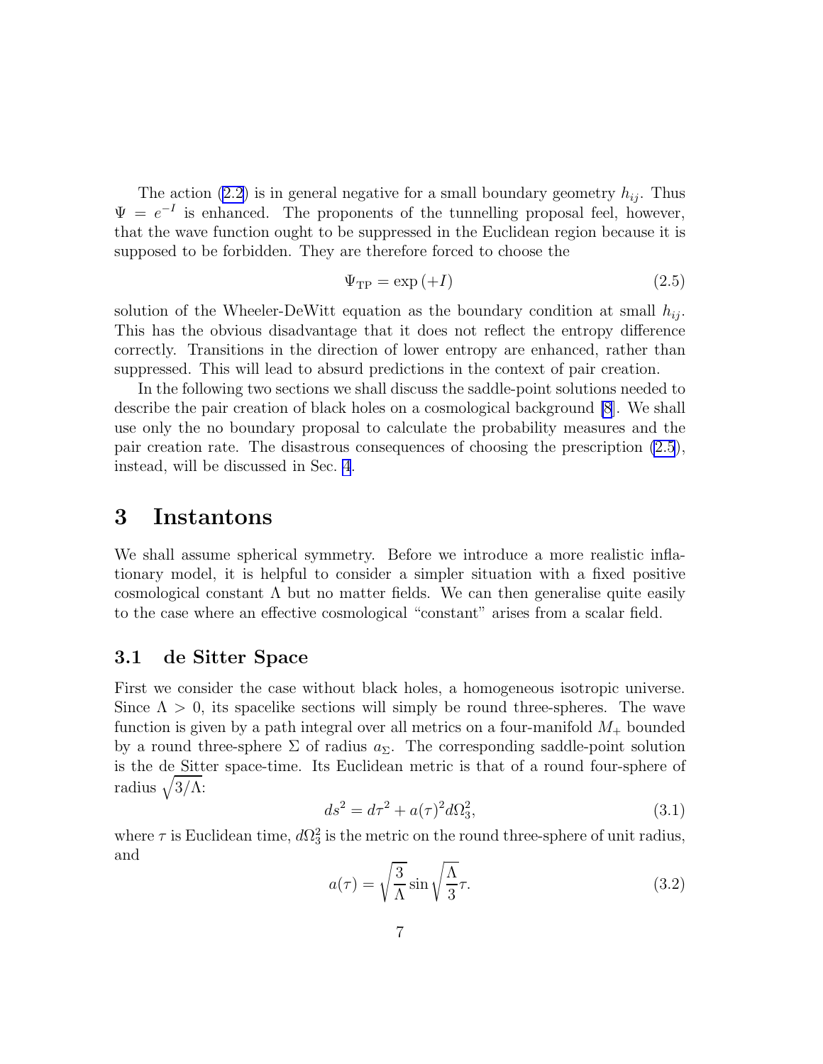The action (2.2) is in general negative for a small boundary geometry $h_{ij}$. Thus $\Psi = e^{-I}$ is enhanced. The proponents of the tunnelling proposal feel, however, that the wave function ought to be suppressed in the Euclidean region because it is supposed to be forbidden. They are therefore forced to choose the

$$\Psi_{\rm TP} = \exp{(+I)} \tag{2.5}$$

solution of the Wheeler-DeWitt equation as the boundary condition at small $h_{ij}$. This has the obvious disadvantage that it does not reflect the entropy difference correctly. Transitions in the direction of lower entropy are enhanced, rather than suppressed. This will lead to absurd predictions in the context of pair creation.

In the following two sections we shall discuss the saddle-point solutions needed to describe the pair creation of black holes on a cosmological background [8]. We shall use only the no boundary proposal to calculate the probability measures and the pair creation rate. The disastrous consequences of choosing the prescription (2.5), instead, will be discussed in Sec. 4.

# 3 Instantons

We shall assume spherical symmetry. Before we introduce a more realistic inflationary model, it is helpful to consider a simpler situation with a fixed positive cosmological constant $\Lambda$ but no matter fields. We can then generalise quite easily to the case where an effective cosmological "constant" arises from a scalar field.

## 3.1 de Sitter Space

First we consider the case without black holes, a homogeneous isotropic universe. Since $\Lambda > 0$, its spacelike sections will simply be round three-spheres. The wave function is given by a path integral over all metrics on a four-manifold $M_+$ bounded by a round three-sphere $\Sigma$ of radius $a_\Sigma$. The corresponding saddle-point solution is the de Sitter space-time. Its Euclidean metric is that of a round four-sphere of radius $\sqrt{3/\Lambda}$:

$$ds^2 = d\tau^2 + a(\tau)^2 d\Omega_3^2, \tag{3.1}$$

where $\tau$ is Euclidean time, $d\Omega_3^2$ is the metric on the round three-sphere of unit radius, and

$$a(\tau) = \sqrt{\frac{3}{\Lambda}} \sin \sqrt{\frac{\Lambda}{3}} \tau. \tag{3.2}$$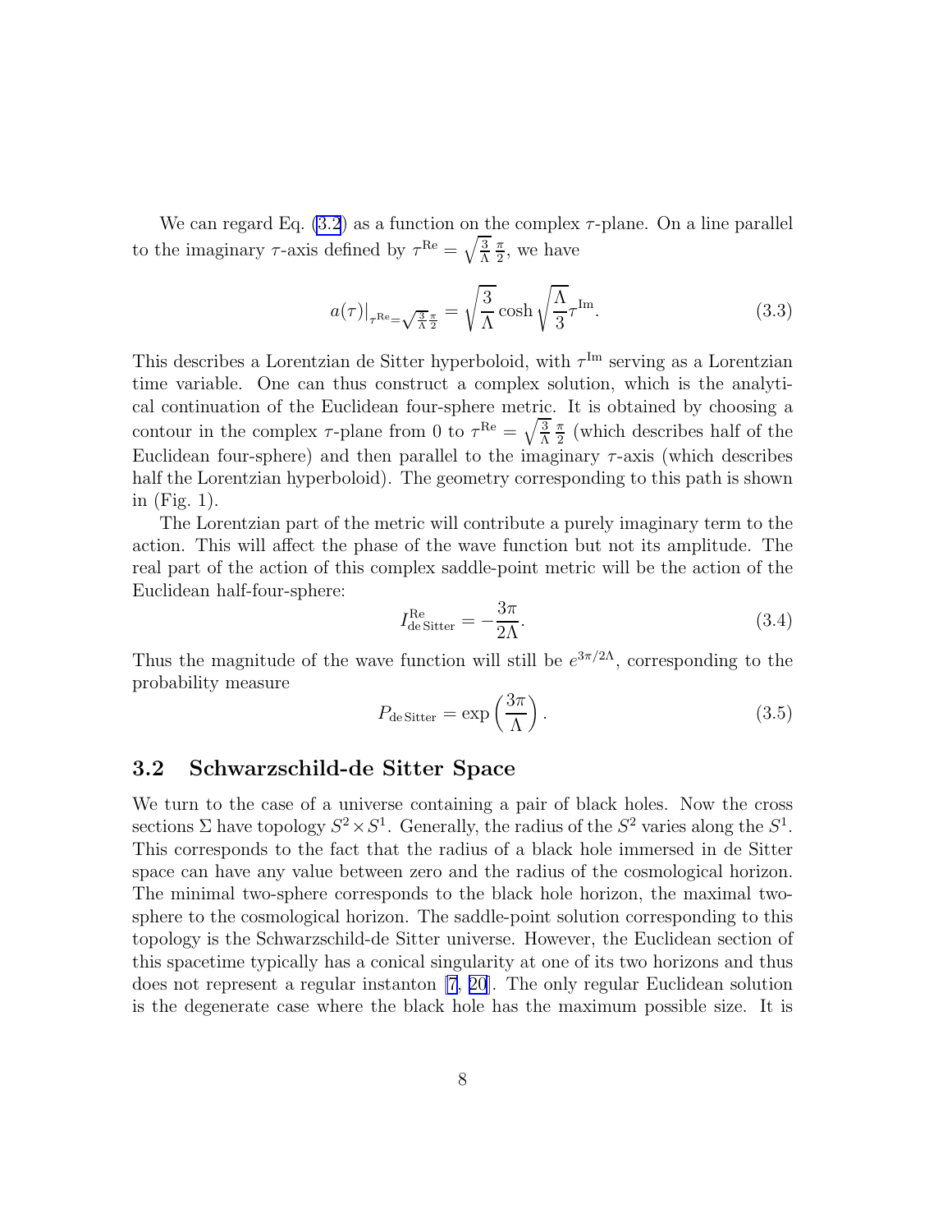We can regard Eq. (3.2) as a function on the complex $\tau$-plane. On a line parallel to the imaginary $\tau$-axis defined by $\tau^{\rm Re} = \sqrt{\frac{3}{\Lambda}}\,\frac{\pi}{2}$, we have

$$a(\tau)|_{\tau^{\rm Re}=\sqrt{\frac{3}{\Lambda}}\frac{\pi}{2}} = \sqrt{\frac{3}{\Lambda}}\cosh\sqrt{\frac{\Lambda}{3}}\tau^{\rm Im}. \tag{3.3}$$

This describes a Lorentzian de Sitter hyperboloid, with $\tau^{\rm Im}$ serving as a Lorentzian time variable. One can thus construct a complex solution, which is the analytical continuation of the Euclidean four-sphere metric. It is obtained by choosing a contour in the complex $\tau$-plane from 0 to $\tau^{\rm Re} = \sqrt{\frac{3}{\Lambda}}\,\frac{\pi}{2}$ (which describes half of the Euclidean four-sphere) and then parallel to the imaginary $\tau$-axis (which describes half the Lorentzian hyperboloid). The geometry corresponding to this path is shown in (Fig. 1).

The Lorentzian part of the metric will contribute a purely imaginary term to the action. This will affect the phase of the wave function but not its amplitude. The real part of the action of this complex saddle-point metric will be the action of the Euclidean half-four-sphere:

$$I^{\rm Re}_{\rm de\,Sitter} = -\frac{3\pi}{2\Lambda}. \tag{3.4}$$

Thus the magnitude of the wave function will still be $e^{3\pi/2\Lambda}$, corresponding to the probability measure

$$P_{\rm de\,Sitter} = \exp\left(\frac{3\pi}{\Lambda}\right). \tag{3.5}$$

### 3.2 Schwarzschild-de Sitter Space

We turn to the case of a universe containing a pair of black holes. Now the cross sections $\Sigma$ have topology $S^2 \times S^1$. Generally, the radius of the $S^2$ varies along the $S^1$. This corresponds to the fact that the radius of a black hole immersed in de Sitter space can have any value between zero and the radius of the cosmological horizon. The minimal two-sphere corresponds to the black hole horizon, the maximal two-sphere to the cosmological horizon. The saddle-point solution corresponding to this topology is the Schwarzschild-de Sitter universe. However, the Euclidean section of this spacetime typically has a conical singularity at one of its two horizons and thus does not represent a regular instanton [7, 20]. The only regular Euclidean solution is the degenerate case where the black hole has the maximum possible size. It is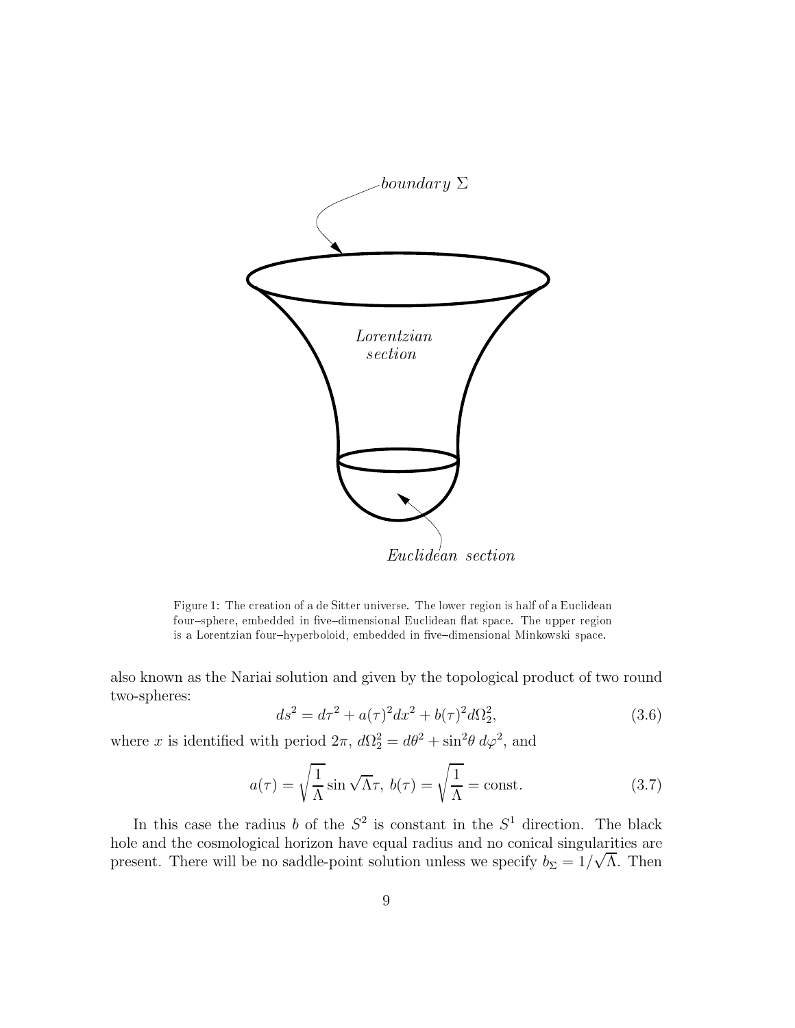Figure 1: The creation of a de Sitter universe. The lower region is half of a Euclidean four–sphere, embedded in five–dimensional Euclidean flat space. The upper region is a Lorentzian four–hyperboloid, embedded in five–dimensional Minkowski space.

also known as the Nariai solution and given by the topological product of two round two-spheres:

$$ds^2 = d\tau^2 + a(\tau)^2 dx^2 + b(\tau)^2 d\Omega_2^2, \tag{3.6}$$

where $x$ is identified with period $2\pi$, $d\Omega_2^2 = d\theta^2 + \sin^2\theta \, d\varphi^2$, and

$$a(\tau) = \sqrt{\frac{1}{\Lambda}} \sin \sqrt{\Lambda}\tau, \; b(\tau) = \sqrt{\frac{1}{\Lambda}} = \text{const.} \tag{3.7}$$

In this case the radius $b$ of the $S^2$ is constant in the $S^1$ direction. The black hole and the cosmological horizon have equal radius and no conical singularities are present. There will be no saddle-point solution unless we specify $b_\Sigma = 1/\sqrt{\Lambda}$. Then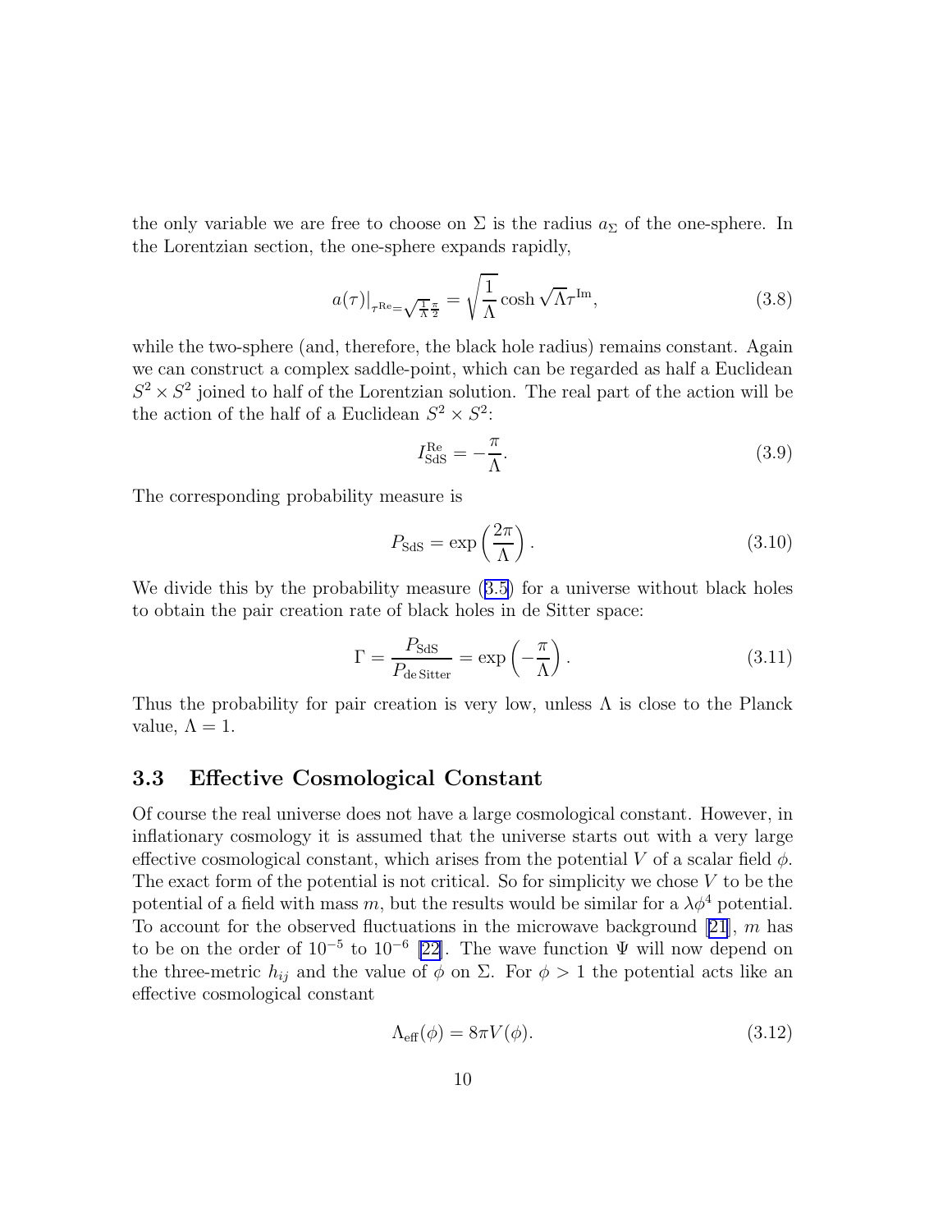the only variable we are free to choose on $\Sigma$ is the radius $a_\Sigma$ of the one-sphere. In the Lorentzian section, the one-sphere expands rapidly,

$$a(\tau)|_{\tau^{\rm Re}=\sqrt{\frac{1}{\Lambda}}\frac{\pi}{2}} = \sqrt{\frac{1}{\Lambda}} \cosh \sqrt{\Lambda}\tau^{\rm Im}, \tag{3.8}$$

while the two-sphere (and, therefore, the black hole radius) remains constant. Again we can construct a complex saddle-point, which can be regarded as half a Euclidean $S^2 \times S^2$ joined to half of the Lorentzian solution. The real part of the action will be the action of the half of a Euclidean $S^2 \times S^2$:

$$I^{\rm Re}_{\rm SdS} = -\frac{\pi}{\Lambda}. \tag{3.9}$$

The corresponding probability measure is

$$P_{\rm SdS} = \exp\left(\frac{2\pi}{\Lambda}\right). \tag{3.10}$$

We divide this by the probability measure (3.5) for a universe without black holes to obtain the pair creation rate of black holes in de Sitter space:

$$\Gamma = \frac{P_{\rm SdS}}{P_{\rm de\,Sitter}} = \exp\left(-\frac{\pi}{\Lambda}\right). \tag{3.11}$$

Thus the probability for pair creation is very low, unless $\Lambda$ is close to the Planck value, $\Lambda = 1$.

## 3.3 Effective Cosmological Constant

Of course the real universe does not have a large cosmological constant. However, in inflationary cosmology it is assumed that the universe starts out with a very large effective cosmological constant, which arises from the potential $V$ of a scalar field $\phi$. The exact form of the potential is not critical. So for simplicity we chose $V$ to be the potential of a field with mass $m$, but the results would be similar for a $\lambda\phi^4$ potential. To account for the observed fluctuations in the microwave background [21], $m$ has to be on the order of $10^{-5}$ to $10^{-6}$ [22]. The wave function $\Psi$ will now depend on the three-metric $h_{ij}$ and the value of $\phi$ on $\Sigma$. For $\phi > 1$ the potential acts like an effective cosmological constant

$$\Lambda_{\rm eff}(\phi) = 8\pi V(\phi). \tag{3.12}$$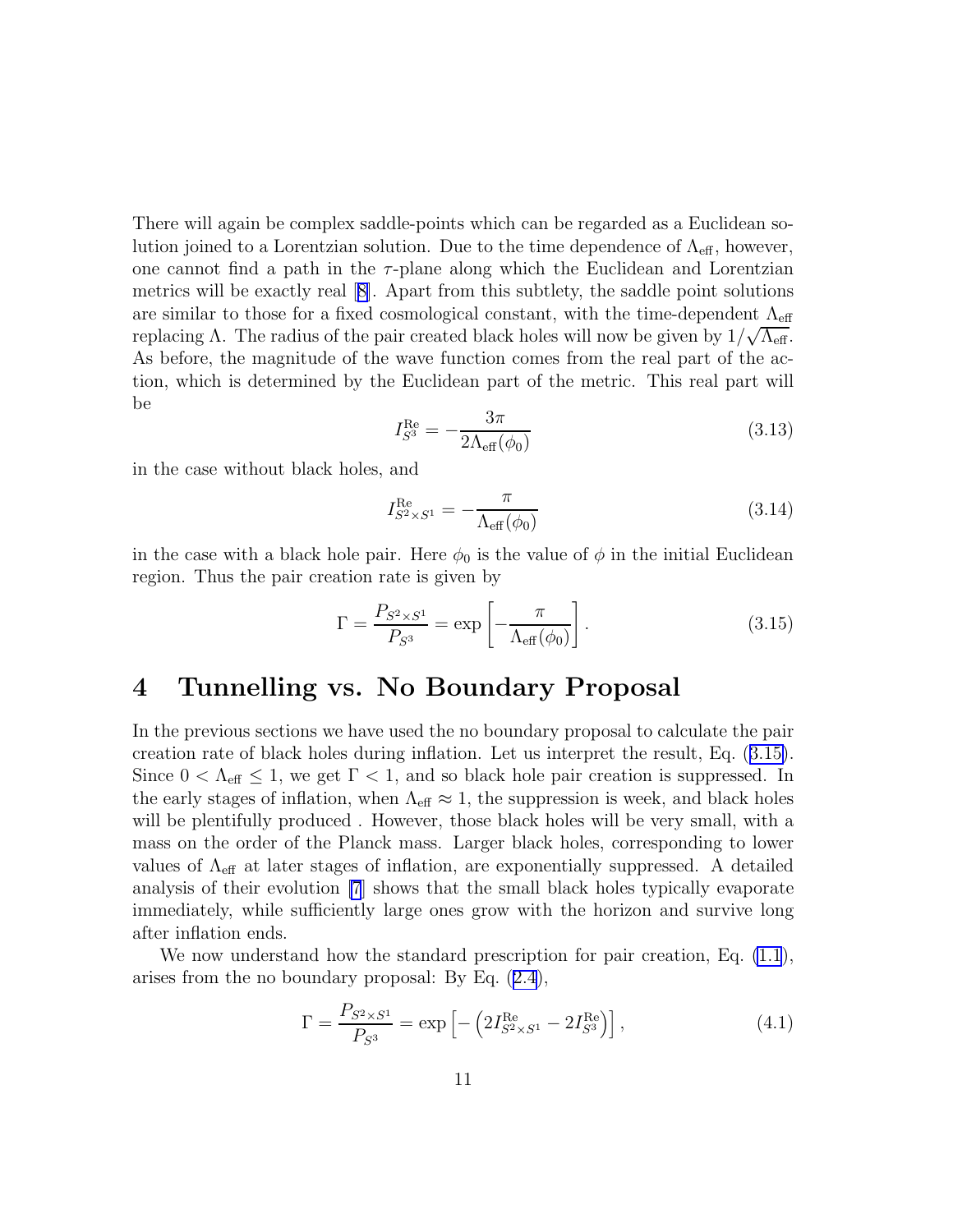There will again be complex saddle-points which can be regarded as a Euclidean solution joined to a Lorentzian solution. Due to the time dependence of $\Lambda_{\rm eff}$, however, one cannot find a path in the $\tau$-plane along which the Euclidean and Lorentzian metrics will be exactly real [8]. Apart from this subtlety, the saddle point solutions are similar to those for a fixed cosmological constant, with the time-dependent $\Lambda_{\rm eff}$ replacing $\Lambda$. The radius of the pair created black holes will now be given by $1/\sqrt{\Lambda_{\rm eff}}$. As before, the magnitude of the wave function comes from the real part of the action, which is determined by the Euclidean part of the metric. This real part will be

$$I_{S^3}^{\rm Re} = -\frac{3\pi}{2\Lambda_{\rm eff}(\phi_0)} \tag{3.13}$$

in the case without black holes, and

$$I_{S^2\times S^1}^{\rm Re} = -\frac{\pi}{\Lambda_{\rm eff}(\phi_0)} \tag{3.14}$$

in the case with a black hole pair. Here $\phi_0$ is the value of $\phi$ in the initial Euclidean region. Thus the pair creation rate is given by

$$\Gamma = \frac{P_{S^2\times S^1}}{P_{S^3}} = \exp\left[-\frac{\pi}{\Lambda_{\rm eff}(\phi_0)}\right]. \tag{3.15}$$

# 4 Tunnelling vs. No Boundary Proposal

In the previous sections we have used the no boundary proposal to calculate the pair creation rate of black holes during inflation. Let us interpret the result, Eq. (3.15). Since $0 < \Lambda_{\rm eff} \leq 1$, we get $\Gamma < 1$, and so black hole pair creation is suppressed. In the early stages of inflation, when $\Lambda_{\rm eff} \approx 1$, the suppression is week, and black holes will be plentifully produced . However, those black holes will be very small, with a mass on the order of the Planck mass. Larger black holes, corresponding to lower values of $\Lambda_{\rm eff}$ at later stages of inflation, are exponentially suppressed. A detailed analysis of their evolution [7] shows that the small black holes typically evaporate immediately, while sufficiently large ones grow with the horizon and survive long after inflation ends.

We now understand how the standard prescription for pair creation, Eq. (1.1), arises from the no boundary proposal: By Eq. (2.4),

$$\Gamma = \frac{P_{S^2\times S^1}}{P_{S^3}} = \exp\left[-\left(2I_{S^2\times S^1}^{\rm Re} - 2I_{S^3}^{\rm Re}\right)\right], \tag{4.1}$$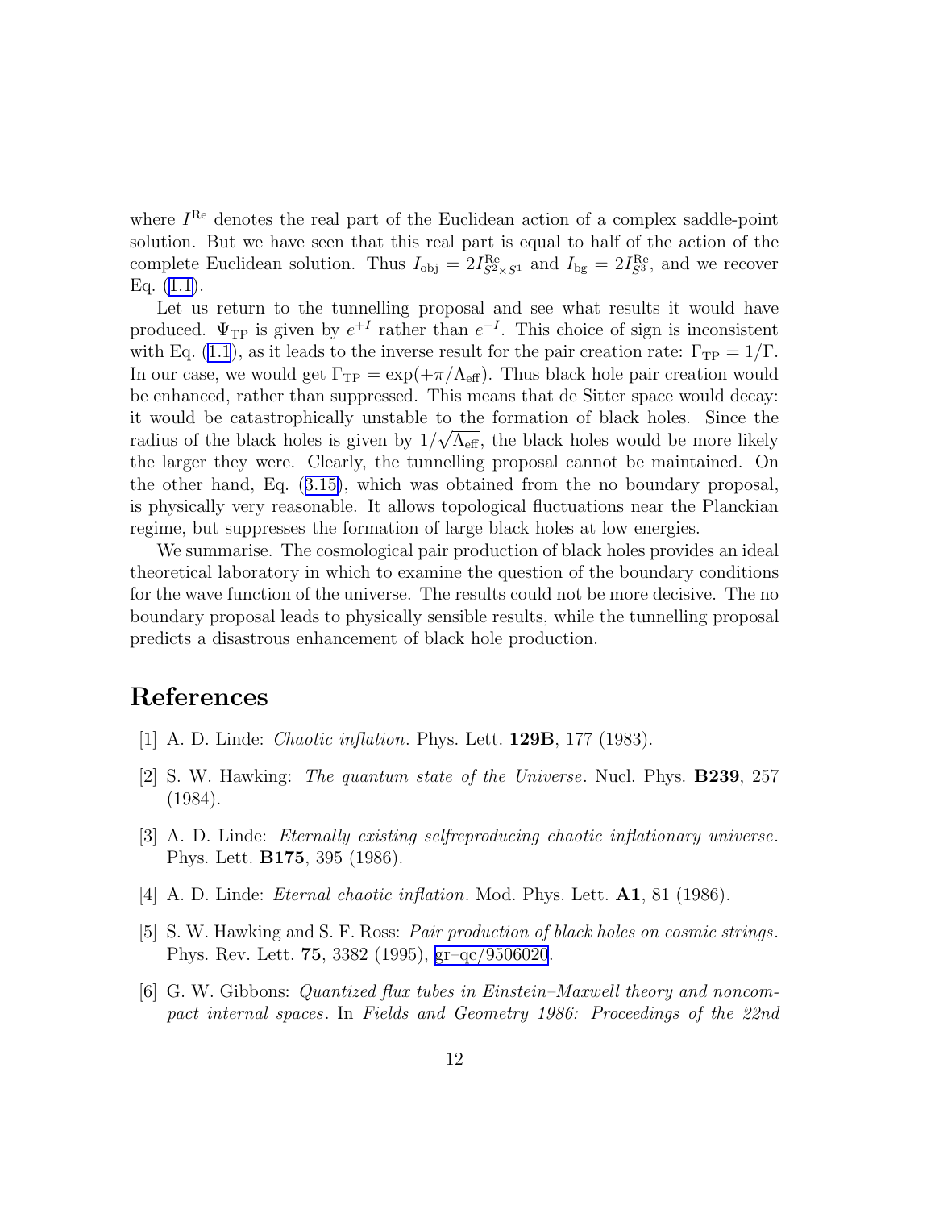where $I^{\rm Re}$ denotes the real part of the Euclidean action of a complex saddle-point solution. But we have seen that this real part is equal to half of the action of the complete Euclidean solution. Thus $I_{\rm obj} = 2I^{\rm Re}_{S^2\times S^1}$ and $I_{\rm bg} = 2I^{\rm Re}_{S^3}$, and we recover Eq. (1.1).

Let us return to the tunnelling proposal and see what results it would have produced. $\Psi_{\rm TP}$ is given by $e^{+I}$ rather than $e^{-I}$. This choice of sign is inconsistent with Eq. (1.1), as it leads to the inverse result for the pair creation rate: $\Gamma_{\rm TP} = 1/\Gamma$. In our case, we would get $\Gamma_{\rm TP} = \exp(+\pi/\Lambda_{\rm eff})$. Thus black hole pair creation would be enhanced, rather than suppressed. This means that de Sitter space would decay: it would be catastrophically unstable to the formation of black holes. Since the radius of the black holes is given by $1/\sqrt{\Lambda_{\rm eff}}$, the black holes would be more likely the larger they were. Clearly, the tunnelling proposal cannot be maintained. On the other hand, Eq. (3.15), which was obtained from the no boundary proposal, is physically very reasonable. It allows topological fluctuations near the Planckian regime, but suppresses the formation of large black holes at low energies.

We summarise. The cosmological pair production of black holes provides an ideal theoretical laboratory in which to examine the question of the boundary conditions for the wave function of the universe. The results could not be more decisive. The no boundary proposal leads to physically sensible results, while the tunnelling proposal predicts a disastrous enhancement of black hole production.

# References

[1] A. D. Linde: *Chaotic inflation*. Phys. Lett. **129B**, 177 (1983).

[2] S. W. Hawking: *The quantum state of the Universe*. Nucl. Phys. **B239**, 257 (1984).

[3] A. D. Linde: *Eternally existing selfreproducing chaotic inflationary universe*. Phys. Lett. **B175**, 395 (1986).

[4] A. D. Linde: *Eternal chaotic inflation*. Mod. Phys. Lett. **A1**, 81 (1986).

[5] S. W. Hawking and S. F. Ross: *Pair production of black holes on cosmic strings*. Phys. Rev. Lett. **75**, 3382 (1995), gr–qc/9506020.

[6] G. W. Gibbons: *Quantized flux tubes in Einstein–Maxwell theory and noncompact internal spaces*. In *Fields and Geometry 1986: Proceedings of the 22nd*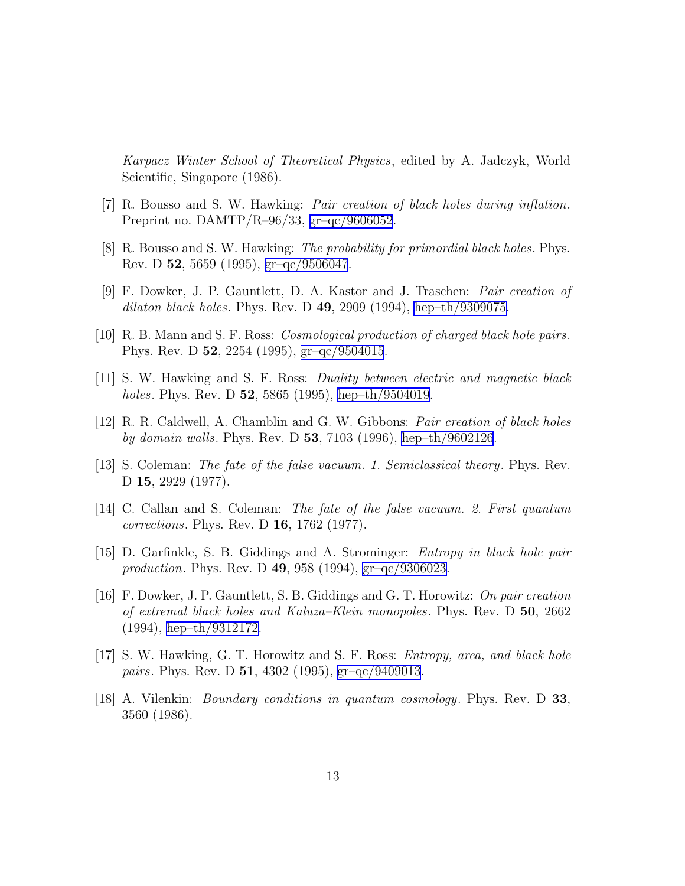*Karpacz Winter School of Theoretical Physics*, edited by A. Jadczyk, World Scientific, Singapore (1986).

[7] R. Bousso and S. W. Hawking: *Pair creation of black holes during inflation*. Preprint no. DAMTP/R–96/33, gr–qc/9606052.

[8] R. Bousso and S. W. Hawking: *The probability for primordial black holes*. Phys. Rev. D **52**, 5659 (1995), gr–qc/9506047.

[9] F. Dowker, J. P. Gauntlett, D. A. Kastor and J. Traschen: *Pair creation of dilaton black holes*. Phys. Rev. D **49**, 2909 (1994), hep–th/9309075.

[10] R. B. Mann and S. F. Ross: *Cosmological production of charged black hole pairs*. Phys. Rev. D **52**, 2254 (1995), gr–qc/9504015.

[11] S. W. Hawking and S. F. Ross: *Duality between electric and magnetic black holes*. Phys. Rev. D **52**, 5865 (1995), hep–th/9504019.

[12] R. R. Caldwell, A. Chamblin and G. W. Gibbons: *Pair creation of black holes by domain walls*. Phys. Rev. D **53**, 7103 (1996), hep–th/9602126.

[13] S. Coleman: *The fate of the false vacuum. 1. Semiclassical theory*. Phys. Rev. D **15**, 2929 (1977).

[14] C. Callan and S. Coleman: *The fate of the false vacuum. 2. First quantum corrections*. Phys. Rev. D **16**, 1762 (1977).

[15] D. Garfinkle, S. B. Giddings and A. Strominger: *Entropy in black hole pair production*. Phys. Rev. D **49**, 958 (1994), gr–qc/9306023.

[16] F. Dowker, J. P. Gauntlett, S. B. Giddings and G. T. Horowitz: *On pair creation of extremal black holes and Kaluza–Klein monopoles*. Phys. Rev. D **50**, 2662 (1994), hep–th/9312172.

[17] S. W. Hawking, G. T. Horowitz and S. F. Ross: *Entropy, area, and black hole pairs*. Phys. Rev. D **51**, 4302 (1995), gr–qc/9409013.

[18] A. Vilenkin: *Boundary conditions in quantum cosmology*. Phys. Rev. D **33**, 3560 (1986).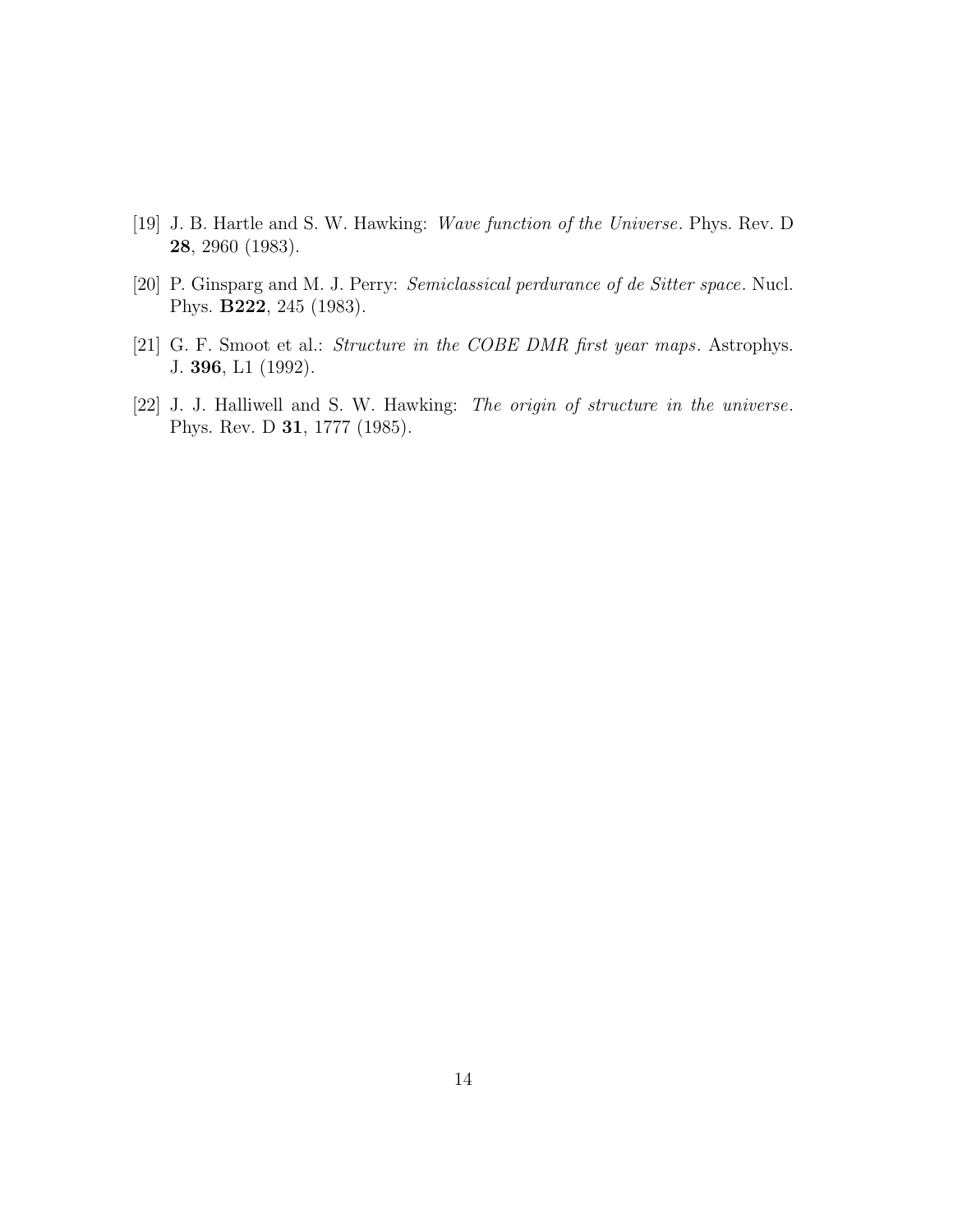[19] J. B. Hartle and S. W. Hawking: *Wave function of the Universe*. Phys. Rev. D **28**, 2960 (1983).

[20] P. Ginsparg and M. J. Perry: *Semiclassical perdurance of de Sitter space*. Nucl. Phys. **B222**, 245 (1983).

[21] G. F. Smoot et al.: *Structure in the COBE DMR first year maps*. Astrophys. J. **396**, L1 (1992).

[22] J. J. Halliwell and S. W. Hawking: *The origin of structure in the universe*. Phys. Rev. D **31**, 1777 (1985).